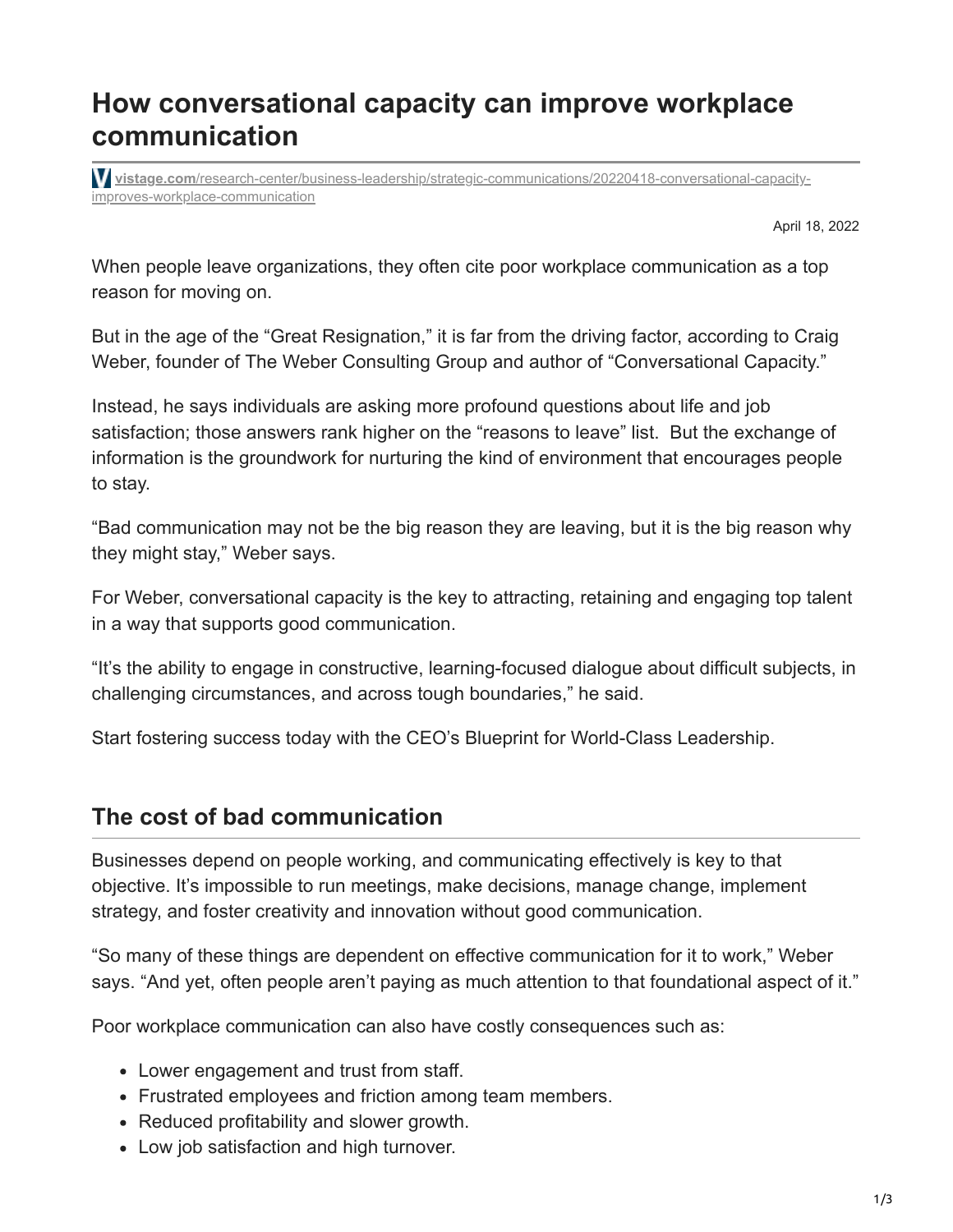# How conversational capacity can improve workplace communication

vistage.com/research-center/business-leadership/strategic-communications/20220418-conversational-capacity-improves-workplace-communication

April 18, 2022

When people leave organizations, they often cite poor workplace communication as a top reason for moving on.

But in the age of the "Great Resignation," it is far from the driving factor, according to Craig Weber, founder of The Weber Consulting Group and author of "Conversational Capacity."

Instead, he says individuals are asking more profound questions about life and job satisfaction; those answers rank higher on the "reasons to leave" list. But the exchange of information is the groundwork for nurturing the kind of environment that encourages people to stay.

"Bad communication may not be the big reason they are leaving, but it is the big reason why they might stay," Weber says.

For Weber, conversational capacity is the key to attracting, retaining and engaging top talent in a way that supports good communication.

"It's the ability to engage in constructive, learning-focused dialogue about difficult subjects, in challenging circumstances, and across tough boundaries," he said.

Start fostering success today with the CEO's Blueprint for World-Class Leadership.

## The cost of bad communication

Businesses depend on people working, and communicating effectively is key to that objective. It's impossible to run meetings, make decisions, manage change, implement strategy, and foster creativity and innovation without good communication.

"So many of these things are dependent on effective communication for it to work," Weber says. "And yet, often people aren't paying as much attention to that foundational aspect of it."

Poor workplace communication can also have costly consequences such as:

- Lower engagement and trust from staff.
- Frustrated employees and friction among team members.
- Reduced profitability and slower growth.
- Low job satisfaction and high turnover.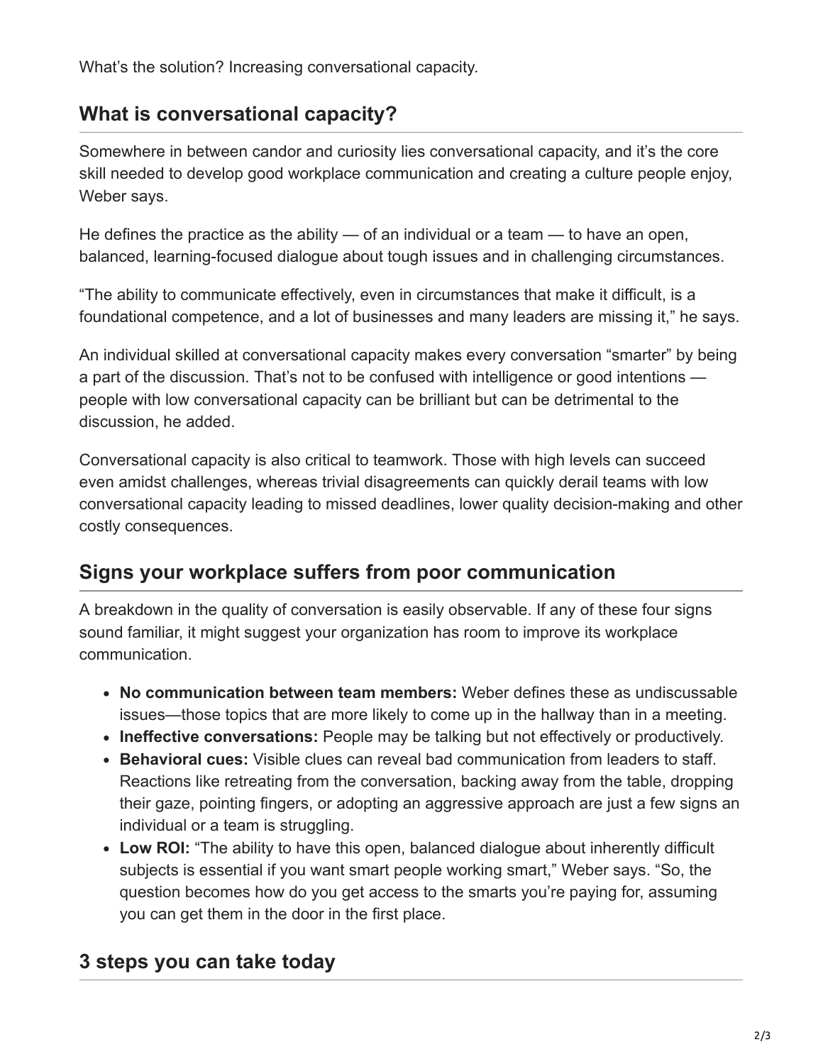What's the solution? Increasing conversational capacity.

## What is conversational capacity?

Somewhere in between candor and curiosity lies conversational capacity, and it's the core skill needed to develop good workplace communication and creating a culture people enjoy, Weber says.

He defines the practice as the ability — of an individual or a team — to have an open, balanced, learning-focused dialogue about tough issues and in challenging circumstances.

"The ability to communicate effectively, even in circumstances that make it difficult, is a foundational competence, and a lot of businesses and many leaders are missing it," he says.

An individual skilled at conversational capacity makes every conversation "smarter" by being a part of the discussion. That's not to be confused with intelligence or good intentions — people with low conversational capacity can be brilliant but can be detrimental to the discussion, he added.

Conversational capacity is also critical to teamwork. Those with high levels can succeed even amidst challenges, whereas trivial disagreements can quickly derail teams with low conversational capacity leading to missed deadlines, lower quality decision-making and other costly consequences.

## Signs your workplace suffers from poor communication

A breakdown in the quality of conversation is easily observable. If any of these four signs sound familiar, it might suggest your organization has room to improve its workplace communication.

- **No communication between team members:** Weber defines these as undiscussable issues—those topics that are more likely to come up in the hallway than in a meeting.
- **Ineffective conversations:** People may be talking but not effectively or productively.
- **Behavioral cues:** Visible clues can reveal bad communication from leaders to staff. Reactions like retreating from the conversation, backing away from the table, dropping their gaze, pointing fingers, or adopting an aggressive approach are just a few signs an individual or a team is struggling.
- **Low ROI:** "The ability to have this open, balanced dialogue about inherently difficult subjects is essential if you want smart people working smart," Weber says. "So, the question becomes how do you get access to the smarts you're paying for, assuming you can get them in the door in the first place.

## 3 steps you can take today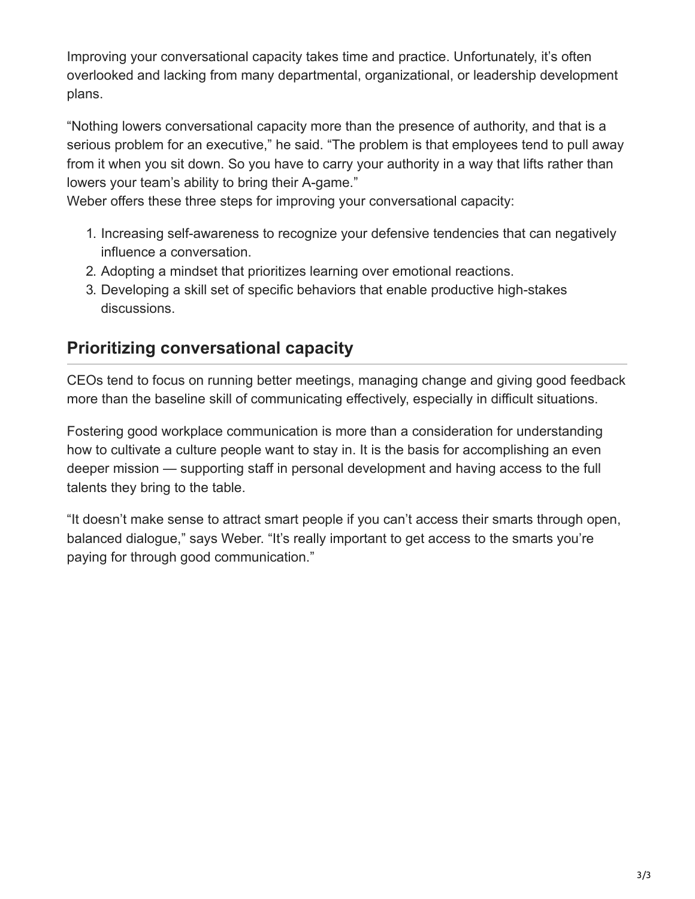Improving your conversational capacity takes time and practice. Unfortunately, it's often overlooked and lacking from many departmental, organizational, or leadership development plans.

"Nothing lowers conversational capacity more than the presence of authority, and that is a serious problem for an executive," he said. "The problem is that employees tend to pull away from it when you sit down. So you have to carry your authority in a way that lifts rather than lowers your team's ability to bring their A-game."

Weber offers these three steps for improving your conversational capacity:

1. Increasing self-awareness to recognize your defensive tendencies that can negatively influence a conversation.
2. Adopting a mindset that prioritizes learning over emotional reactions.
3. Developing a skill set of specific behaviors that enable productive high-stakes discussions.

## Prioritizing conversational capacity

CEOs tend to focus on running better meetings, managing change and giving good feedback more than the baseline skill of communicating effectively, especially in difficult situations.

Fostering good workplace communication is more than a consideration for understanding how to cultivate a culture people want to stay in. It is the basis for accomplishing an even deeper mission — supporting staff in personal development and having access to the full talents they bring to the table.

"It doesn't make sense to attract smart people if you can't access their smarts through open, balanced dialogue," says Weber. "It's really important to get access to the smarts you're paying for through good communication."